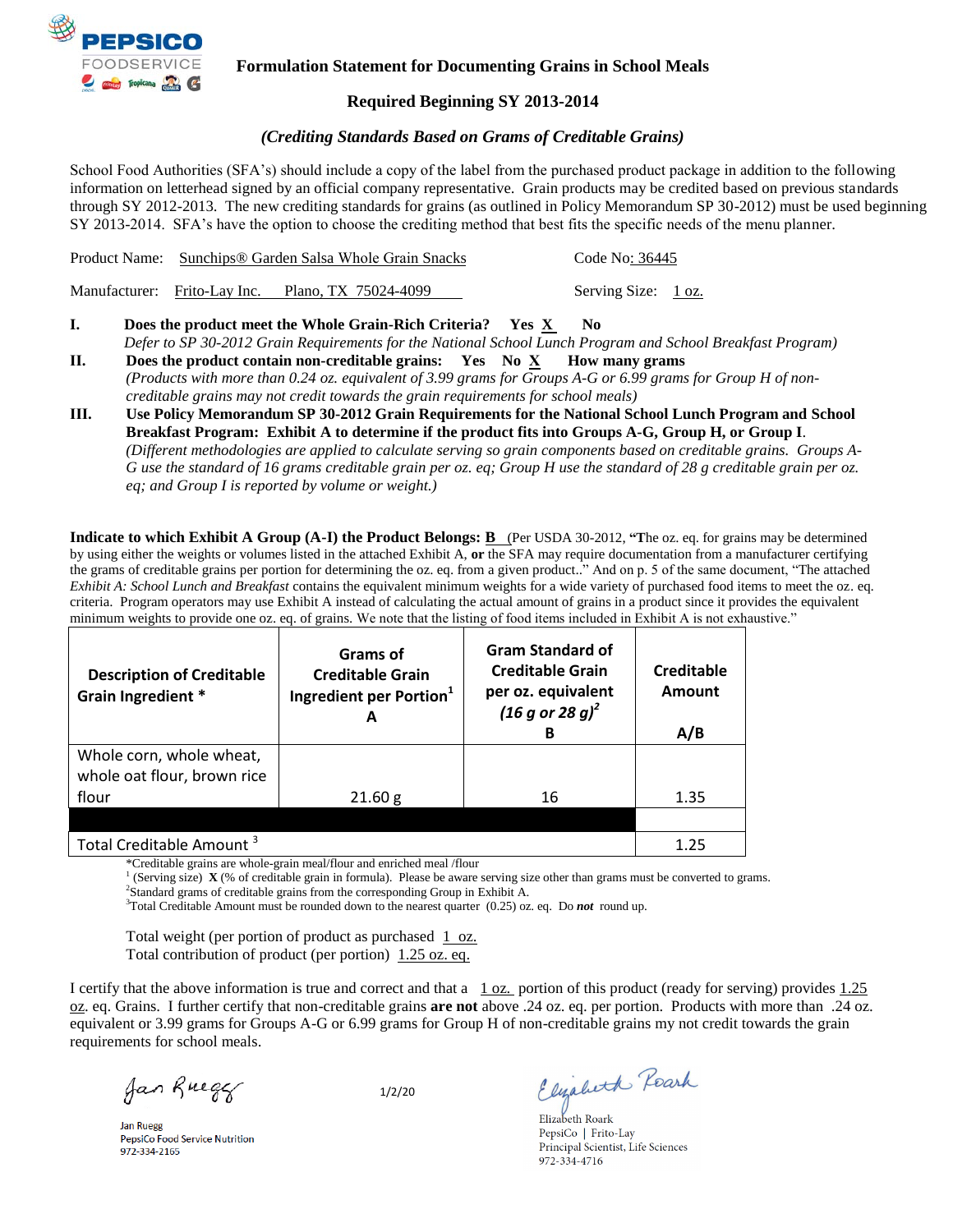PEPSICO FOODSERVICE

# Formulation Statement for Documenting Grains in School Meals

## Required Beginning SY 2013-2014

### *(Crediting Standards Based on Grams of Creditable Grains)*

School Food Authorities (SFA's) should include a copy of the label from the purchased product package in addition to the following information on letterhead signed by an official company representative. Grain products may be credited based on previous standards through SY 2012-2013. The new crediting standards for grains (as outlined in Policy Memorandum SP 30-2012) must be used beginning SY 2013-2014. SFA's have the option to choose the crediting method that best fits the specific needs of the menu planner.

Product Name: Sunchips® Garden Salsa Whole Grain Snacks  Code No: 36445

Manufacturer: Frito-Lay Inc. Plano, TX 75024-4099  Serving Size: 1 oz.

**I. Does the product meet the Whole Grain-Rich Criteria? Yes X No**
*Defer to SP 30-2012 Grain Requirements for the National School Lunch Program and School Breakfast Program)*

**II. Does the product contain non-creditable grains: Yes No X How many grams**
*(Products with more than 0.24 oz. equivalent of 3.99 grams for Groups A-G or 6.99 grams for Group H of non-creditable grains may not credit towards the grain requirements for school meals)*

**III. Use Policy Memorandum SP 30-2012 Grain Requirements for the National School Lunch Program and School Breakfast Program: Exhibit A to determine if the product fits into Groups A-G, Group H, or Group I.**
*(Different methodologies are applied to calculate serving so grain components based on creditable grains. Groups A-G use the standard of 16 grams creditable grain per oz. eq; Group H use the standard of 28 g creditable grain per oz. eq; and Group I is reported by volume or weight.)*

**Indicate to which Exhibit A Group (A-I) the Product Belongs: B** (Per USDA 30-2012, "The oz. eq. for grains may be determined by using either the weights or volumes listed in the attached Exhibit A, **or** the SFA may require documentation from a manufacturer certifying the grams of creditable grains per portion for determining the oz. eq. from a given product.." And on p. 5 of the same document, "The attached *Exhibit A: School Lunch and Breakfast* contains the equivalent minimum weights for a wide variety of purchased food items to meet the oz. eq. criteria. Program operators may use Exhibit A instead of calculating the actual amount of grains in a product since it provides the equivalent minimum weights to provide one oz. eq. of grains. We note that the listing of food items included in Exhibit A is not exhaustive."

| Description of Creditable Grain Ingredient * | Grams of Creditable Grain Ingredient per Portion[1] A | Gram Standard of Creditable Grain per oz. equivalent *(16 g or 28 g)*[2] B | Creditable Amount A/B |
|---|---|---|---|
| Whole corn, whole wheat, whole oat flour, brown rice flour | 21.60 g | 16 | 1.35 |
| | | | |
| Total Creditable Amount [3] | | | 1.25 |

*Creditable grains are whole-grain meal/flour and enriched meal /flour
[1] (Serving size) **X** (% of creditable grain in formula). Please be aware serving size other than grams must be converted to grams.
[2]Standard grams of creditable grains from the corresponding Group in Exhibit A.
[3]Total Creditable Amount must be rounded down to the nearest quarter (0.25) oz. eq. Do ***not*** round up.

Total weight (per portion of product as purchased 1 oz.
Total contribution of product (per portion) 1.25 oz. eq.

I certify that the above information is true and correct and that a 1 oz. portion of this product (ready for serving) provides 1.25 oz. eq. Grains. I further certify that non-creditable grains **are not** above .24 oz. eq. per portion. Products with more than .24 oz. equivalent or 3.99 grams for Groups A-G or 6.99 grams for Group H of non-creditable grains my not credit towards the grain requirements for school meals.

Jan Ruegg
Jan Ruegg
PepsiCo Food Service Nutrition
972-334-2165

1/2/20

Elizabeth Roark
Elizabeth Roark
PepsiCo | Frito-Lay
Principal Scientist, Life Sciences
972-334-4716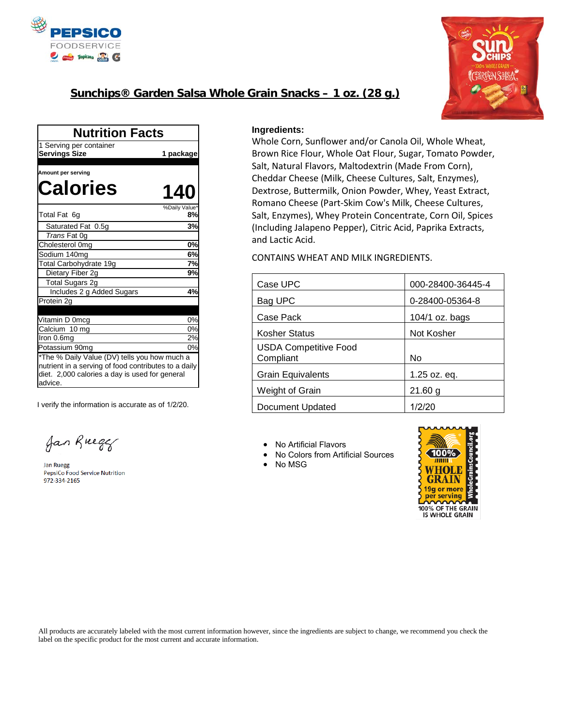PEPSICO FOODSERVICE

## Sunchips® Garden Salsa Whole Grain Snacks – 1 oz. (28 g.)

| Nutrition Facts | |
|---|---|
| 1 Serving per container | |
| **Servings Size** | **1 package** |
| Amount per serving | |
| **Calories** | **140** |
| | %Daily Value* |
| Total Fat 6g | **8%** |
| Saturated Fat 0.5g | **3%** |
| *Trans* Fat 0g | |
| Cholesterol 0mg | **0%** |
| Sodium 140mg | **6%** |
| Total Carbohydrate 19g | **7%** |
| Dietary Fiber 2g | **9%** |
| Total Sugars 2g | |
| Includes 2 g Added Sugars | **4%** |
| Protein 2g | |
| Vitamin D 0mcg | 0% |
| Calcium 10 mg | 0% |
| Iron 0.6mg | 2% |
| Potassium 90mg | 0% |

*The % Daily Value (DV) tells you how much a nutrient in a serving of food contributes to a daily diet. 2,000 calories a day is used for general advice.

I verify the information is accurate as of 1/2/20.

Jan Ruegg
PepsiCo Food Service Nutrition
972-334-2165

**Ingredients:**
Whole Corn, Sunflower and/or Canola Oil, Whole Wheat, Brown Rice Flour, Whole Oat Flour, Sugar, Tomato Powder, Salt, Natural Flavors, Maltodextrin (Made From Corn), Cheddar Cheese (Milk, Cheese Cultures, Salt, Enzymes), Dextrose, Buttermilk, Onion Powder, Whey, Yeast Extract, Romano Cheese (Part-Skim Cow's Milk, Cheese Cultures, Salt, Enzymes), Whey Protein Concentrate, Corn Oil, Spices (Including Jalapeno Pepper), Citric Acid, Paprika Extracts, and Lactic Acid.

CONTAINS WHEAT AND MILK INGREDIENTS.

| | |
|---|---|
| Case UPC | 000-28400-36445-4 |
| Bag UPC | 0-28400-05364-8 |
| Case Pack | 104/1 oz. bags |
| Kosher Status | Not Kosher |
| USDA Competitive Food Compliant | No |
| Grain Equivalents | 1.25 oz. eq. |
| Weight of Grain | 21.60 g |
| Document Updated | 1/2/20 |

- No Artificial Flavors
- No Colors from Artificial Sources
- No MSG

100% WHOLE GRAIN 19g or more per serving — WholeGrainsCouncil.org
100% OF THE GRAIN IS WHOLE GRAIN

All products are accurately labeled with the most current information however, since the ingredients are subject to change, we recommend you check the label on the specific product for the most current and accurate information.